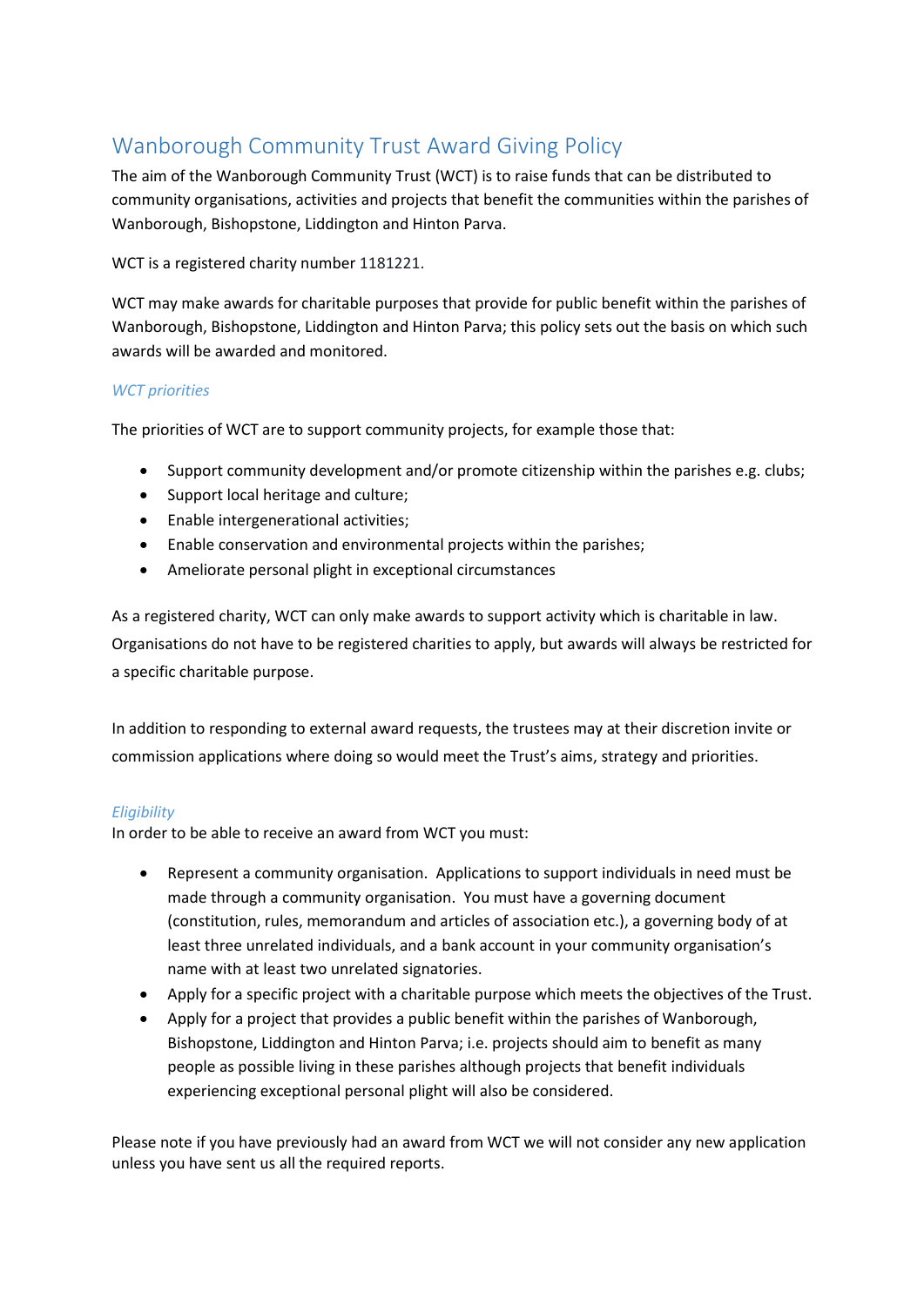# Wanborough Community Trust Award Giving Policy

The aim of the Wanborough Community Trust (WCT) is to raise funds that can be distributed to community organisations, activities and projects that benefit the communities within the parishes of Wanborough, Bishopstone, Liddington and Hinton Parva.

WCT is a registered charity number 1181221.

WCT may make awards for charitable purposes that provide for public benefit within the parishes of Wanborough, Bishopstone, Liddington and Hinton Parva; this policy sets out the basis on which such awards will be awarded and monitored.

### *WCT priorities*

The priorities of WCT are to support community projects, for example those that:

- Support community development and/or promote citizenship within the parishes e.g. clubs;
- Support local heritage and culture;
- Enable intergenerational activities;
- Enable conservation and environmental projects within the parishes;
- Ameliorate personal plight in exceptional circumstances

As a registered charity, WCT can only make awards to support activity which is charitable in law. Organisations do not have to be registered charities to apply, but awards will always be restricted for a specific charitable purpose.

In addition to responding to external award requests, the trustees may at their discretion invite or commission applications where doing so would meet the Trust's aims, strategy and priorities.

### *Eligibility*

In order to be able to receive an award from WCT you must:

- Represent a community organisation. Applications to support individuals in need must be made through a community organisation. You must have a governing document (constitution, rules, memorandum and articles of association etc.), a governing body of at least three unrelated individuals, and a bank account in your community organisation's name with at least two unrelated signatories.
- Apply for a specific project with a charitable purpose which meets the objectives of the Trust.
- Apply for a project that provides a public benefit within the parishes of Wanborough, Bishopstone, Liddington and Hinton Parva; i.e. projects should aim to benefit as many people as possible living in these parishes although projects that benefit individuals experiencing exceptional personal plight will also be considered.

Please note if you have previously had an award from WCT we will not consider any new application unless you have sent us all the required reports.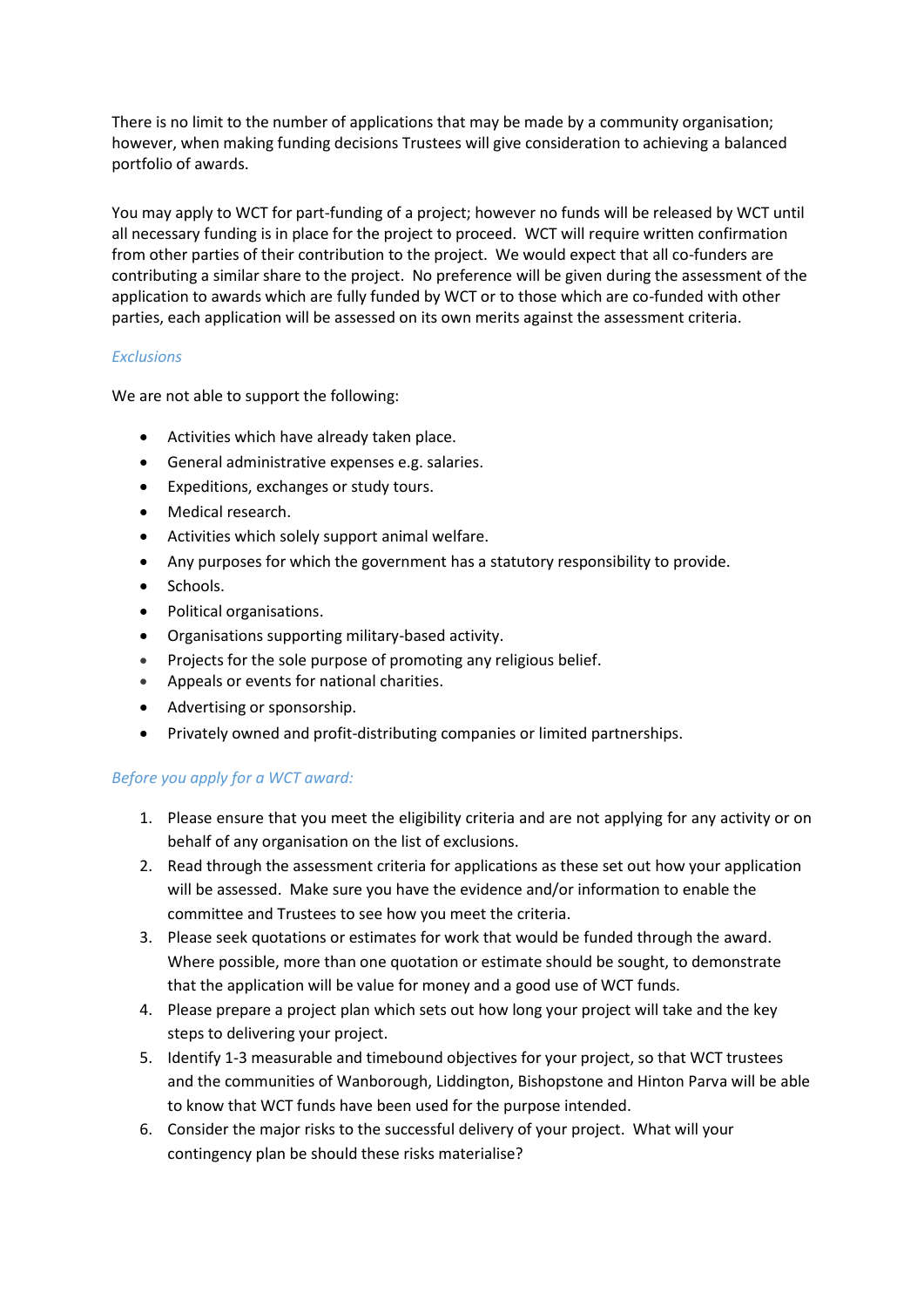There is no limit to the number of applications that may be made by a community organisation; however, when making funding decisions Trustees will give consideration to achieving a balanced portfolio of awards.

You may apply to WCT for part-funding of a project; however no funds will be released by WCT until all necessary funding is in place for the project to proceed. WCT will require written confirmation from other parties of their contribution to the project. We would expect that all co-funders are contributing a similar share to the project. No preference will be given during the assessment of the application to awards which are fully funded by WCT or to those which are co-funded with other parties, each application will be assessed on its own merits against the assessment criteria.

### *Exclusions*

We are not able to support the following:

- Activities which have already taken place.
- General administrative expenses e.g. salaries.
- Expeditions, exchanges or study tours.
- Medical research.
- Activities which solely support animal welfare.
- Any purposes for which the government has a statutory responsibility to provide.
- Schools.
- Political organisations.
- Organisations supporting military-based activity.
- Projects for the sole purpose of promoting any religious belief.
- Appeals or events for national charities.
- Advertising or sponsorship.
- Privately owned and profit-distributing companies or limited partnerships.

### *Before you apply for a WCT award:*

1. Please ensure that you meet the eligibility criteria and are not applying for any activity or on behalf of any organisation on the list of exclusions.
2. Read through the assessment criteria for applications as these set out how your application will be assessed. Make sure you have the evidence and/or information to enable the committee and Trustees to see how you meet the criteria.
3. Please seek quotations or estimates for work that would be funded through the award. Where possible, more than one quotation or estimate should be sought, to demonstrate that the application will be value for money and a good use of WCT funds.
4. Please prepare a project plan which sets out how long your project will take and the key steps to delivering your project.
5. Identify 1-3 measurable and timebound objectives for your project, so that WCT trustees and the communities of Wanborough, Liddington, Bishopstone and Hinton Parva will be able to know that WCT funds have been used for the purpose intended.
6. Consider the major risks to the successful delivery of your project. What will your contingency plan be should these risks materialise?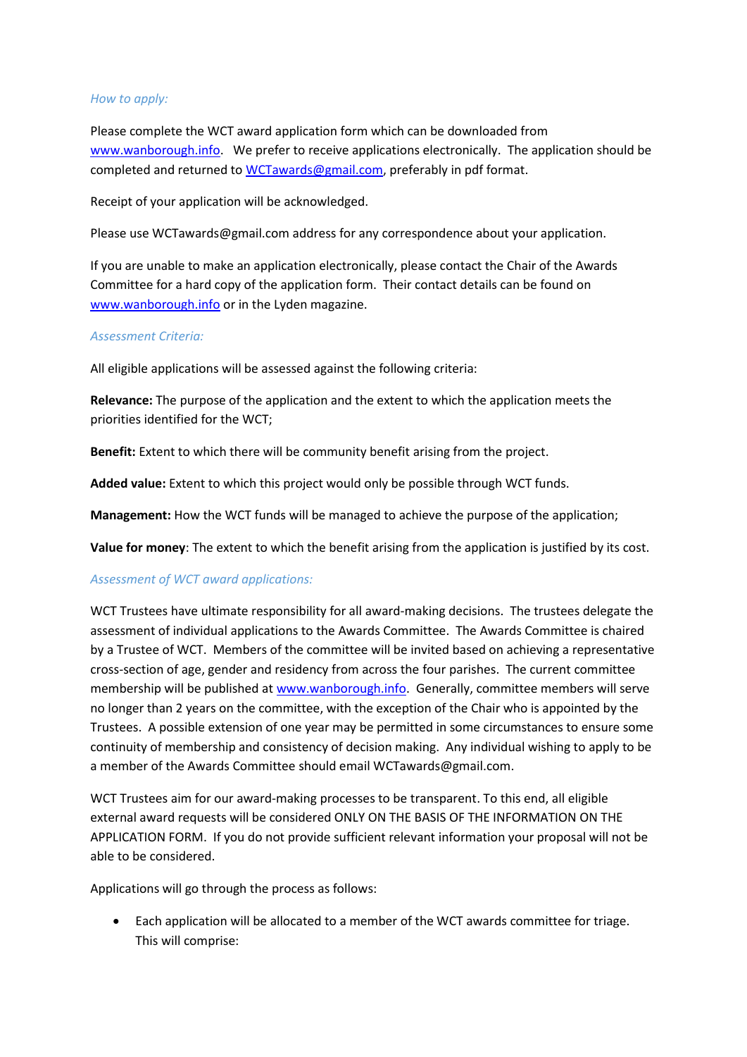*How to apply:*

Please complete the WCT award application form which can be downloaded from www.wanborough.info. We prefer to receive applications electronically. The application should be completed and returned to WCTawards@gmail.com, preferably in pdf format.

Receipt of your application will be acknowledged.

Please use WCTawards@gmail.com address for any correspondence about your application.

If you are unable to make an application electronically, please contact the Chair of the Awards Committee for a hard copy of the application form. Their contact details can be found on www.wanborough.info or in the Lyden magazine.

*Assessment Criteria:*

All eligible applications will be assessed against the following criteria:

**Relevance:** The purpose of the application and the extent to which the application meets the priorities identified for the WCT;

**Benefit:** Extent to which there will be community benefit arising from the project.

**Added value:** Extent to which this project would only be possible through WCT funds.

**Management:** How the WCT funds will be managed to achieve the purpose of the application;

**Value for money**: The extent to which the benefit arising from the application is justified by its cost.

*Assessment of WCT award applications:*

WCT Trustees have ultimate responsibility for all award-making decisions. The trustees delegate the assessment of individual applications to the Awards Committee. The Awards Committee is chaired by a Trustee of WCT. Members of the committee will be invited based on achieving a representative cross-section of age, gender and residency from across the four parishes. The current committee membership will be published at www.wanborough.info. Generally, committee members will serve no longer than 2 years on the committee, with the exception of the Chair who is appointed by the Trustees. A possible extension of one year may be permitted in some circumstances to ensure some continuity of membership and consistency of decision making. Any individual wishing to apply to be a member of the Awards Committee should email WCTawards@gmail.com.

WCT Trustees aim for our award-making processes to be transparent. To this end, all eligible external award requests will be considered ONLY ON THE BASIS OF THE INFORMATION ON THE APPLICATION FORM. If you do not provide sufficient relevant information your proposal will not be able to be considered.

Applications will go through the process as follows:

- Each application will be allocated to a member of the WCT awards committee for triage. This will comprise: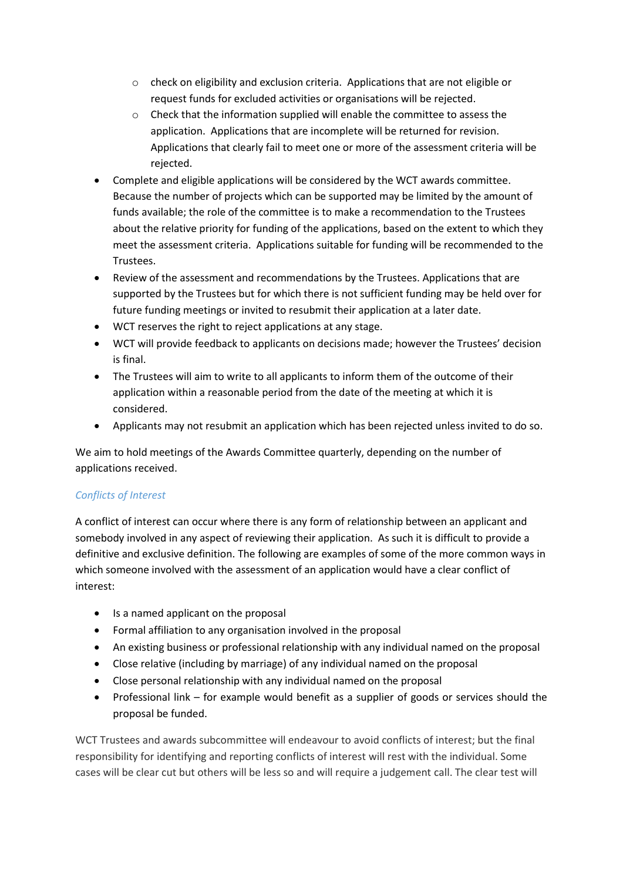- check on eligibility and exclusion criteria. Applications that are not eligible or request funds for excluded activities or organisations will be rejected.
  - Check that the information supplied will enable the committee to assess the application. Applications that are incomplete will be returned for revision. Applications that clearly fail to meet one or more of the assessment criteria will be rejected.
- Complete and eligible applications will be considered by the WCT awards committee. Because the number of projects which can be supported may be limited by the amount of funds available; the role of the committee is to make a recommendation to the Trustees about the relative priority for funding of the applications, based on the extent to which they meet the assessment criteria. Applications suitable for funding will be recommended to the Trustees.
- Review of the assessment and recommendations by the Trustees. Applications that are supported by the Trustees but for which there is not sufficient funding may be held over for future funding meetings or invited to resubmit their application at a later date.
- WCT reserves the right to reject applications at any stage.
- WCT will provide feedback to applicants on decisions made; however the Trustees' decision is final.
- The Trustees will aim to write to all applicants to inform them of the outcome of their application within a reasonable period from the date of the meeting at which it is considered.
- Applicants may not resubmit an application which has been rejected unless invited to do so.

We aim to hold meetings of the Awards Committee quarterly, depending on the number of applications received.

### *Conflicts of Interest*

A conflict of interest can occur where there is any form of relationship between an applicant and somebody involved in any aspect of reviewing their application. As such it is difficult to provide a definitive and exclusive definition. The following are examples of some of the more common ways in which someone involved with the assessment of an application would have a clear conflict of interest:

- Is a named applicant on the proposal
- Formal affiliation to any organisation involved in the proposal
- An existing business or professional relationship with any individual named on the proposal
- Close relative (including by marriage) of any individual named on the proposal
- Close personal relationship with any individual named on the proposal
- Professional link – for example would benefit as a supplier of goods or services should the proposal be funded.

WCT Trustees and awards subcommittee will endeavour to avoid conflicts of interest; but the final responsibility for identifying and reporting conflicts of interest will rest with the individual. Some cases will be clear cut but others will be less so and will require a judgement call. The clear test will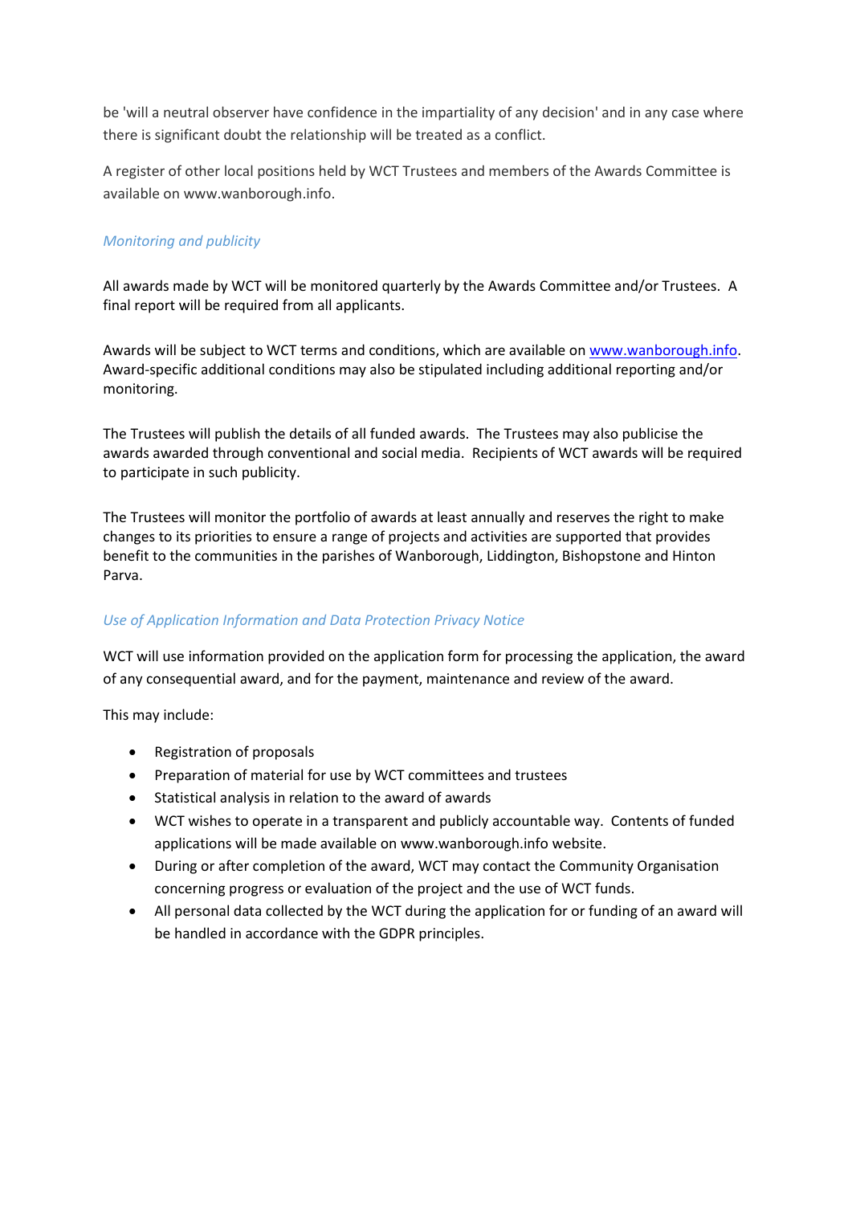be 'will a neutral observer have confidence in the impartiality of any decision' and in any case where there is significant doubt the relationship will be treated as a conflict.

A register of other local positions held by WCT Trustees and members of the Awards Committee is available on www.wanborough.info.

### *Monitoring and publicity*

All awards made by WCT will be monitored quarterly by the Awards Committee and/or Trustees. A final report will be required from all applicants.

Awards will be subject to WCT terms and conditions, which are available on www.wanborough.info. Award-specific additional conditions may also be stipulated including additional reporting and/or monitoring.

The Trustees will publish the details of all funded awards. The Trustees may also publicise the awards awarded through conventional and social media. Recipients of WCT awards will be required to participate in such publicity.

The Trustees will monitor the portfolio of awards at least annually and reserves the right to make changes to its priorities to ensure a range of projects and activities are supported that provides benefit to the communities in the parishes of Wanborough, Liddington, Bishopstone and Hinton Parva.

### *Use of Application Information and Data Protection Privacy Notice*

WCT will use information provided on the application form for processing the application, the award of any consequential award, and for the payment, maintenance and review of the award.

This may include:

- Registration of proposals
- Preparation of material for use by WCT committees and trustees
- Statistical analysis in relation to the award of awards
- WCT wishes to operate in a transparent and publicly accountable way. Contents of funded applications will be made available on www.wanborough.info website.
- During or after completion of the award, WCT may contact the Community Organisation concerning progress or evaluation of the project and the use of WCT funds.
- All personal data collected by the WCT during the application for or funding of an award will be handled in accordance with the GDPR principles.